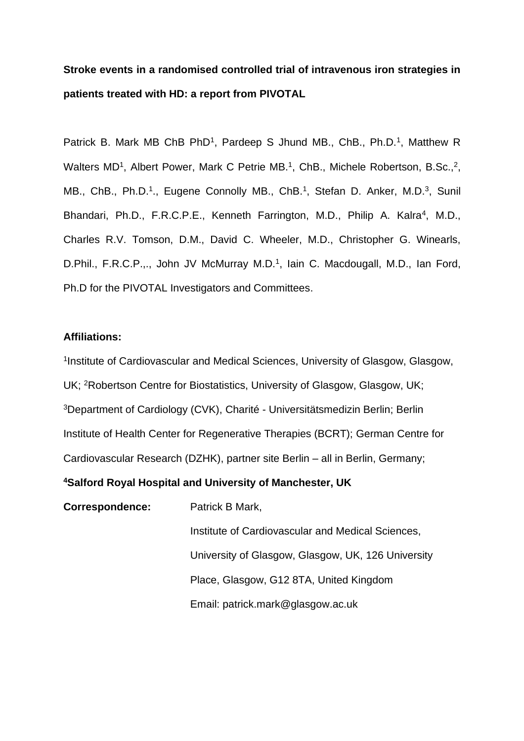**Stroke events in a randomised controlled trial of intravenous iron strategies in patients treated with HD: a report from PIVOTAL**

Patrick B. Mark MB ChB PhD[1], Pardeep S Jhund MB., ChB., Ph.D.[1], Matthew R Walters MD[1], Albert Power, Mark C Petrie MB.[1], ChB., Michele Robertson, B.Sc.,[2], MB., ChB., Ph.D.[1]., Eugene Connolly MB., ChB.[1], Stefan D. Anker, M.D.[3], Sunil Bhandari, Ph.D., F.R.C.P.E., Kenneth Farrington, M.D., Philip A. Kalra[4], M.D., Charles R.V. Tomson, D.M., David C. Wheeler, M.D., Christopher G. Winearls, D.Phil., F.R.C.P.,., John JV McMurray M.D.[1], Iain C. Macdougall, M.D., Ian Ford, Ph.D for the PIVOTAL Investigators and Committees.

**Affiliations:**

[1]Institute of Cardiovascular and Medical Sciences, University of Glasgow, Glasgow, UK; [2]Robertson Centre for Biostatistics, University of Glasgow, Glasgow, UK; [3]Department of Cardiology (CVK), Charité - Universitätsmedizin Berlin; Berlin Institute of Health Center for Regenerative Therapies (BCRT); German Centre for Cardiovascular Research (DZHK), partner site Berlin – all in Berlin, Germany;

**[4]Salford Royal Hospital and University of Manchester, UK**

**Correspondence:** Patrick B Mark,
Institute of Cardiovascular and Medical Sciences,
University of Glasgow, Glasgow, UK, 126 University Place, Glasgow, G12 8TA, United Kingdom
Email: patrick.mark@glasgow.ac.uk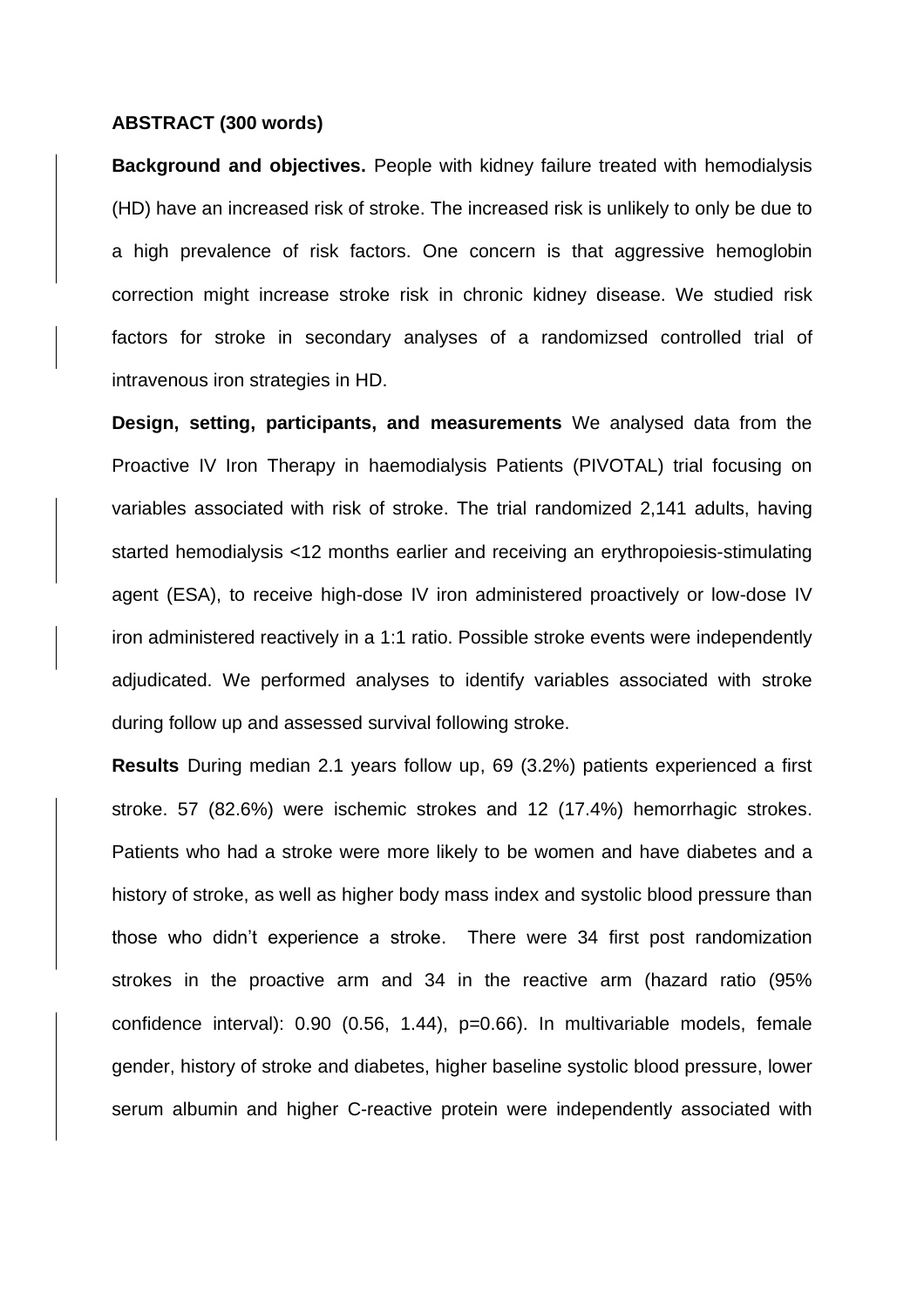**ABSTRACT (300 words)**

**Background and objectives.** People with kidney failure treated with hemodialysis (HD) have an increased risk of stroke. The increased risk is unlikely to only be due to a high prevalence of risk factors. One concern is that aggressive hemoglobin correction might increase stroke risk in chronic kidney disease. We studied risk factors for stroke in secondary analyses of a randomizsed controlled trial of intravenous iron strategies in HD.

**Design, setting, participants, and measurements** We analysed data from the Proactive IV Iron Therapy in haemodialysis Patients (PIVOTAL) trial focusing on variables associated with risk of stroke. The trial randomized 2,141 adults, having started hemodialysis <12 months earlier and receiving an erythropoiesis-stimulating agent (ESA), to receive high-dose IV iron administered proactively or low-dose IV iron administered reactively in a 1:1 ratio. Possible stroke events were independently adjudicated. We performed analyses to identify variables associated with stroke during follow up and assessed survival following stroke.

**Results** During median 2.1 years follow up, 69 (3.2%) patients experienced a first stroke. 57 (82.6%) were ischemic strokes and 12 (17.4%) hemorrhagic strokes. Patients who had a stroke were more likely to be women and have diabetes and a history of stroke, as well as higher body mass index and systolic blood pressure than those who didn't experience a stroke. There were 34 first post randomization strokes in the proactive arm and 34 in the reactive arm (hazard ratio (95% confidence interval): 0.90 (0.56, 1.44), p=0.66). In multivariable models, female gender, history of stroke and diabetes, higher baseline systolic blood pressure, lower serum albumin and higher C-reactive protein were independently associated with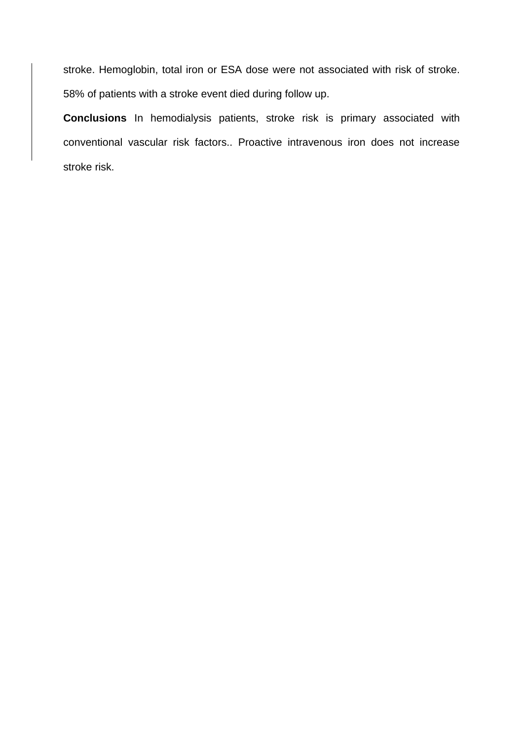stroke. Hemoglobin, total iron or ESA dose were not associated with risk of stroke. 58% of patients with a stroke event died during follow up.

**Conclusions** In hemodialysis patients, stroke risk is primary associated with conventional vascular risk factors.. Proactive intravenous iron does not increase stroke risk.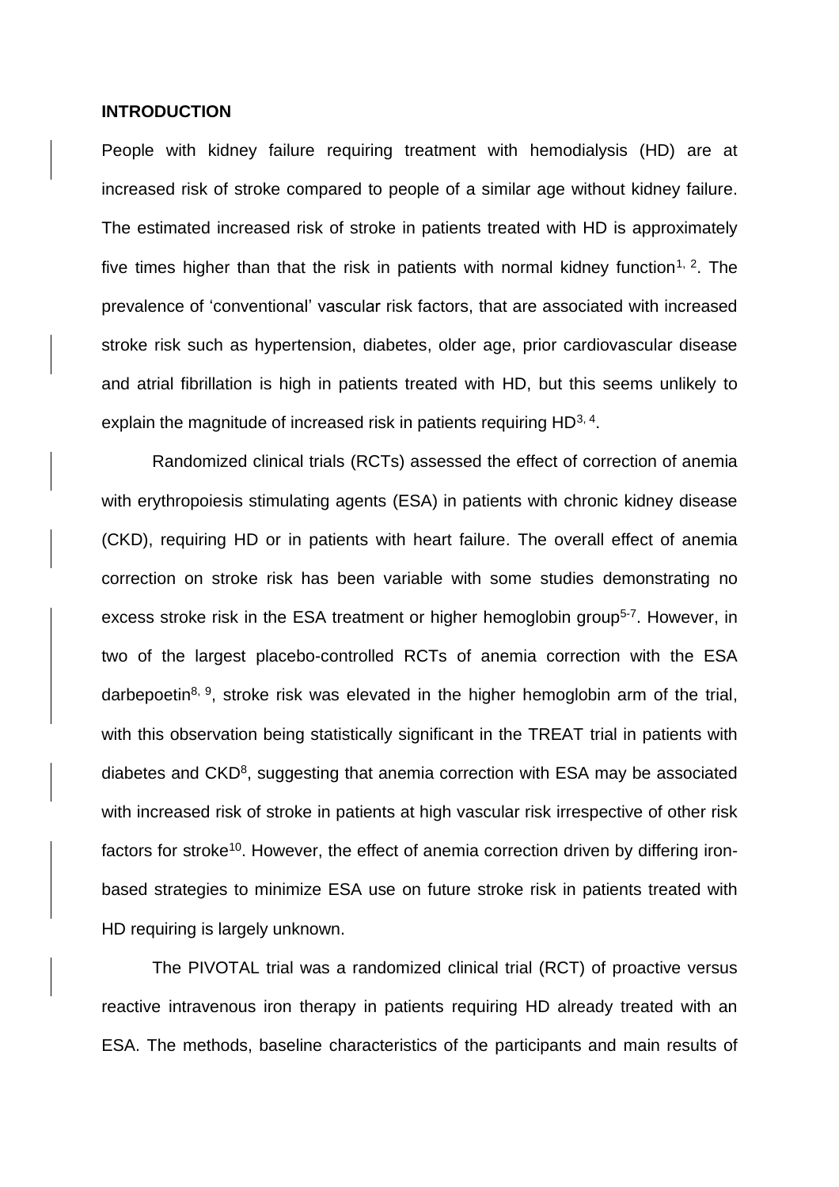**INTRODUCTION**

People with kidney failure requiring treatment with hemodialysis (HD) are at increased risk of stroke compared to people of a similar age without kidney failure. The estimated increased risk of stroke in patients treated with HD is approximately five times higher than that the risk in patients with normal kidney function[1, 2]. The prevalence of 'conventional' vascular risk factors, that are associated with increased stroke risk such as hypertension, diabetes, older age, prior cardiovascular disease and atrial fibrillation is high in patients treated with HD, but this seems unlikely to explain the magnitude of increased risk in patients requiring HD[3, 4].

Randomized clinical trials (RCTs) assessed the effect of correction of anemia with erythropoiesis stimulating agents (ESA) in patients with chronic kidney disease (CKD), requiring HD or in patients with heart failure. The overall effect of anemia correction on stroke risk has been variable with some studies demonstrating no excess stroke risk in the ESA treatment or higher hemoglobin group[5-7]. However, in two of the largest placebo-controlled RCTs of anemia correction with the ESA darbepoetin[8, 9], stroke risk was elevated in the higher hemoglobin arm of the trial, with this observation being statistically significant in the TREAT trial in patients with diabetes and CKD[8], suggesting that anemia correction with ESA may be associated with increased risk of stroke in patients at high vascular risk irrespective of other risk factors for stroke[10]. However, the effect of anemia correction driven by differing iron-based strategies to minimize ESA use on future stroke risk in patients treated with HD requiring is largely unknown.

The PIVOTAL trial was a randomized clinical trial (RCT) of proactive versus reactive intravenous iron therapy in patients requiring HD already treated with an ESA. The methods, baseline characteristics of the participants and main results of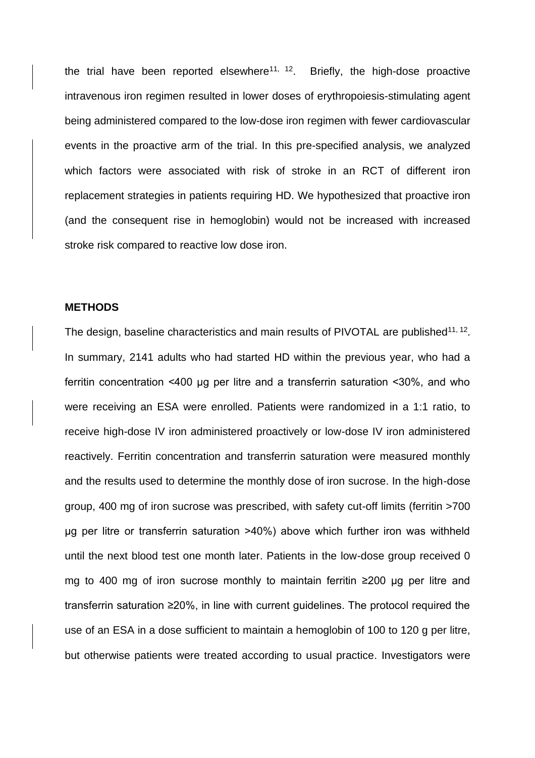the trial have been reported elsewhere[11, 12]. Briefly, the high-dose proactive intravenous iron regimen resulted in lower doses of erythropoiesis-stimulating agent being administered compared to the low-dose iron regimen with fewer cardiovascular events in the proactive arm of the trial. In this pre-specified analysis, we analyzed which factors were associated with risk of stroke in an RCT of different iron replacement strategies in patients requiring HD. We hypothesized that proactive iron (and the consequent rise in hemoglobin) would not be increased with increased stroke risk compared to reactive low dose iron.

## METHODS

The design, baseline characteristics and main results of PIVOTAL are published[11, 12]. In summary, 2141 adults who had started HD within the previous year, who had a ferritin concentration <400 μg per litre and a transferrin saturation <30%, and who were receiving an ESA were enrolled. Patients were randomized in a 1:1 ratio, to receive high-dose IV iron administered proactively or low-dose IV iron administered reactively. Ferritin concentration and transferrin saturation were measured monthly and the results used to determine the monthly dose of iron sucrose. In the high-dose group, 400 mg of iron sucrose was prescribed, with safety cut-off limits (ferritin >700 μg per litre or transferrin saturation >40%) above which further iron was withheld until the next blood test one month later. Patients in the low-dose group received 0 mg to 400 mg of iron sucrose monthly to maintain ferritin ≥200 μg per litre and transferrin saturation ≥20%, in line with current guidelines. The protocol required the use of an ESA in a dose sufficient to maintain a hemoglobin of 100 to 120 g per litre, but otherwise patients were treated according to usual practice. Investigators were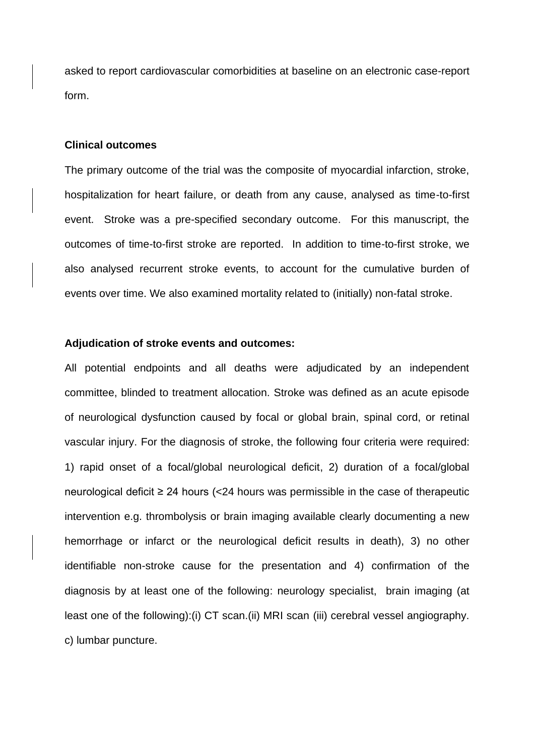asked to report cardiovascular comorbidities at baseline on an electronic case-report form.

**Clinical outcomes**

The primary outcome of the trial was the composite of myocardial infarction, stroke, hospitalization for heart failure, or death from any cause, analysed as time-to-first event. Stroke was a pre-specified secondary outcome. For this manuscript, the outcomes of time-to-first stroke are reported. In addition to time-to-first stroke, we also analysed recurrent stroke events, to account for the cumulative burden of events over time. We also examined mortality related to (initially) non-fatal stroke.

**Adjudication of stroke events and outcomes:**

All potential endpoints and all deaths were adjudicated by an independent committee, blinded to treatment allocation. Stroke was defined as an acute episode of neurological dysfunction caused by focal or global brain, spinal cord, or retinal vascular injury. For the diagnosis of stroke, the following four criteria were required: 1) rapid onset of a focal/global neurological deficit, 2) duration of a focal/global neurological deficit ≥ 24 hours (<24 hours was permissible in the case of therapeutic intervention e.g. thrombolysis or brain imaging available clearly documenting a new hemorrhage or infarct or the neurological deficit results in death), 3) no other identifiable non-stroke cause for the presentation and 4) confirmation of the diagnosis by at least one of the following: neurology specialist, brain imaging (at least one of the following):(i) CT scan.(ii) MRI scan (iii) cerebral vessel angiography. c) lumbar puncture.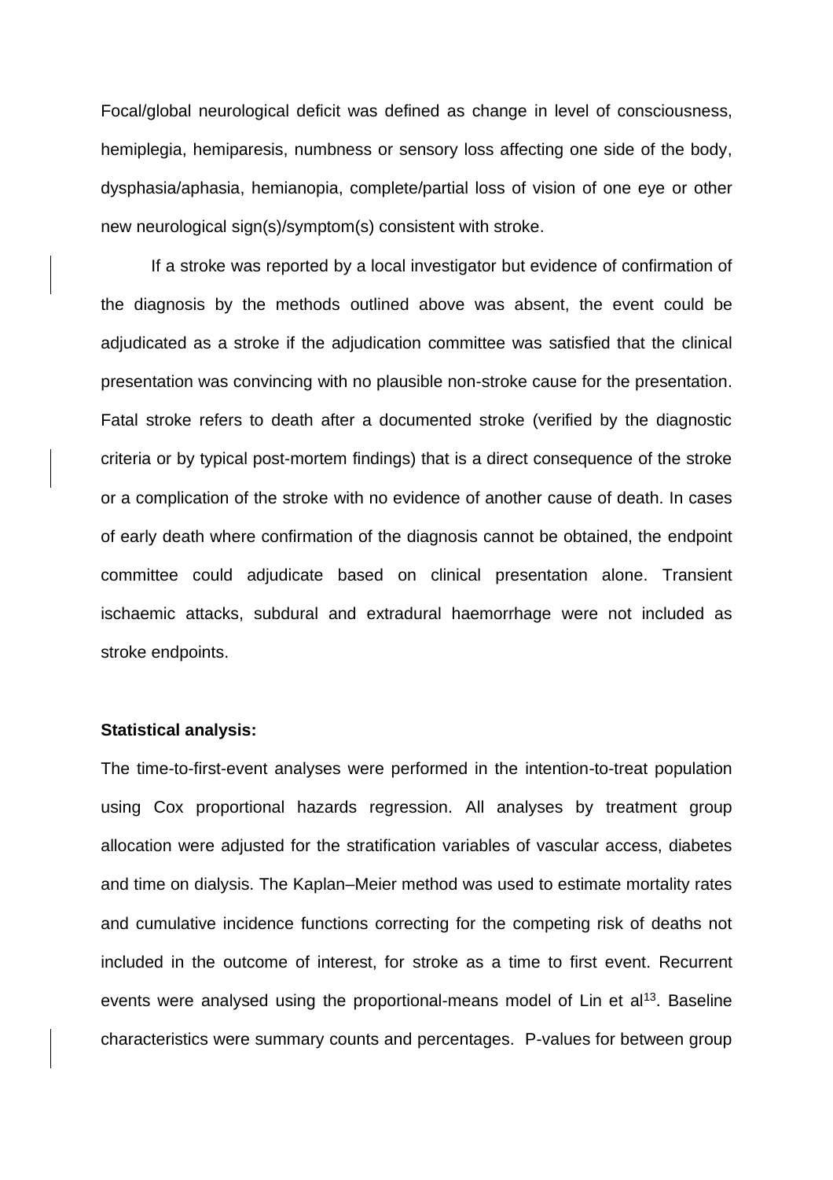Focal/global neurological deficit was defined as change in level of consciousness, hemiplegia, hemiparesis, numbness or sensory loss affecting one side of the body, dysphasia/aphasia, hemianopia, complete/partial loss of vision of one eye or other new neurological sign(s)/symptom(s) consistent with stroke.

If a stroke was reported by a local investigator but evidence of confirmation of the diagnosis by the methods outlined above was absent, the event could be adjudicated as a stroke if the adjudication committee was satisfied that the clinical presentation was convincing with no plausible non-stroke cause for the presentation. Fatal stroke refers to death after a documented stroke (verified by the diagnostic criteria or by typical post-mortem findings) that is a direct consequence of the stroke or a complication of the stroke with no evidence of another cause of death. In cases of early death where confirmation of the diagnosis cannot be obtained, the endpoint committee could adjudicate based on clinical presentation alone. Transient ischaemic attacks, subdural and extradural haemorrhage were not included as stroke endpoints.

**Statistical analysis:**

The time-to-first-event analyses were performed in the intention-to-treat population using Cox proportional hazards regression. All analyses by treatment group allocation were adjusted for the stratification variables of vascular access, diabetes and time on dialysis. The Kaplan–Meier method was used to estimate mortality rates and cumulative incidence functions correcting for the competing risk of deaths not included in the outcome of interest, for stroke as a time to first event. Recurrent events were analysed using the proportional-means model of Lin et al[13]. Baseline characteristics were summary counts and percentages. P-values for between group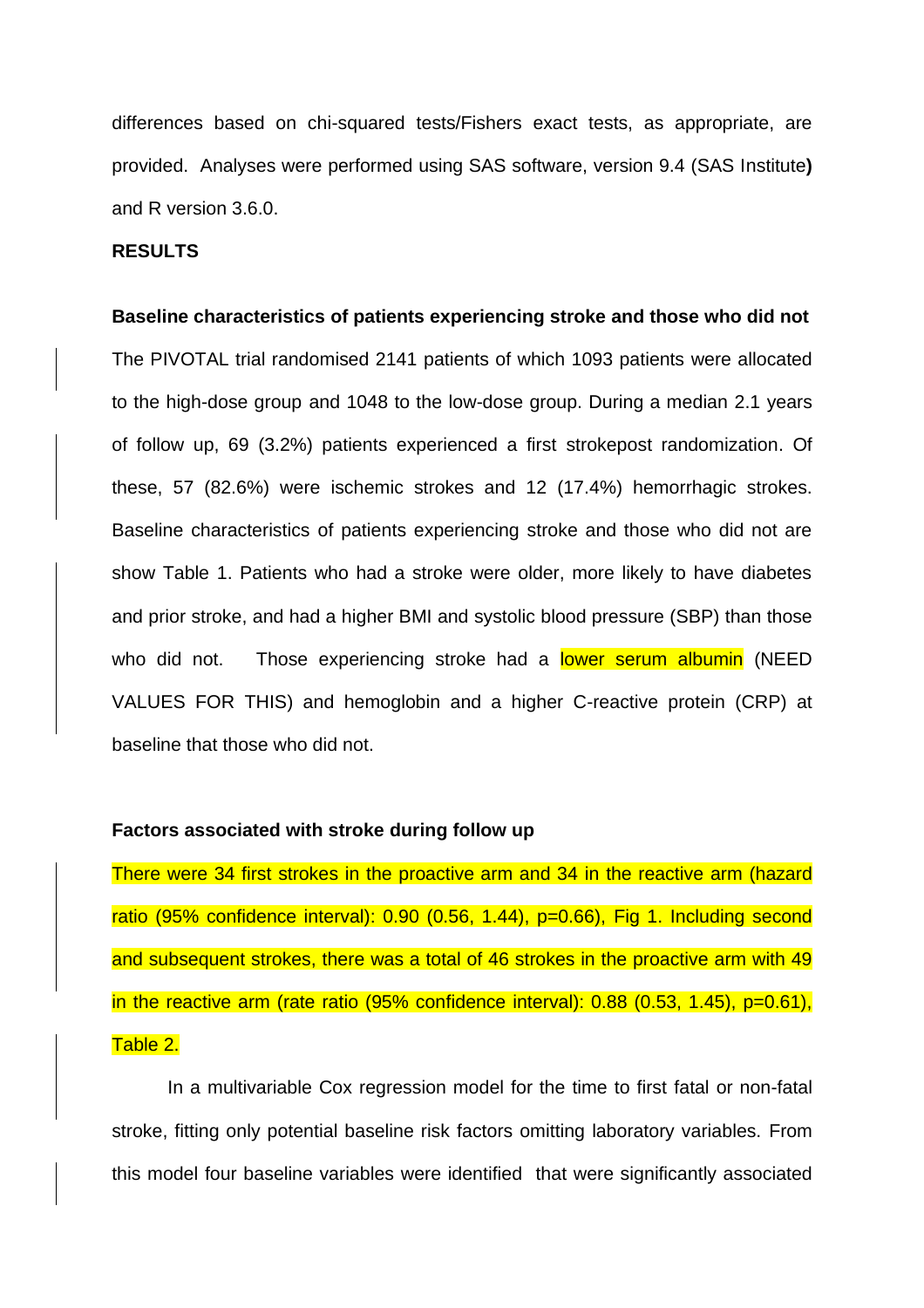differences based on chi-squared tests/Fishers exact tests, as appropriate, are provided. Analyses were performed using SAS software, version 9.4 (SAS Institute**)** and R version 3.6.0.

## RESULTS

### Baseline characteristics of patients experiencing stroke and those who did not

The PIVOTAL trial randomised 2141 patients of which 1093 patients were allocated to the high-dose group and 1048 to the low-dose group. During a median 2.1 years of follow up, 69 (3.2%) patients experienced a first strokepost randomization. Of these, 57 (82.6%) were ischemic strokes and 12 (17.4%) hemorrhagic strokes. Baseline characteristics of patients experiencing stroke and those who did not are show Table 1. Patients who had a stroke were older, more likely to have diabetes and prior stroke, and had a higher BMI and systolic blood pressure (SBP) than those who did not. Those experiencing stroke had a lower serum albumin (NEED VALUES FOR THIS) and hemoglobin and a higher C-reactive protein (CRP) at baseline that those who did not.

### Factors associated with stroke during follow up

There were 34 first strokes in the proactive arm and 34 in the reactive arm (hazard ratio (95% confidence interval): 0.90 (0.56, 1.44), p=0.66), Fig 1. Including second and subsequent strokes, there was a total of 46 strokes in the proactive arm with 49 in the reactive arm (rate ratio (95% confidence interval): 0.88 (0.53, 1.45), p=0.61), Table 2.

In a multivariable Cox regression model for the time to first fatal or non-fatal stroke, fitting only potential baseline risk factors omitting laboratory variables. From this model four baseline variables were identified that were significantly associated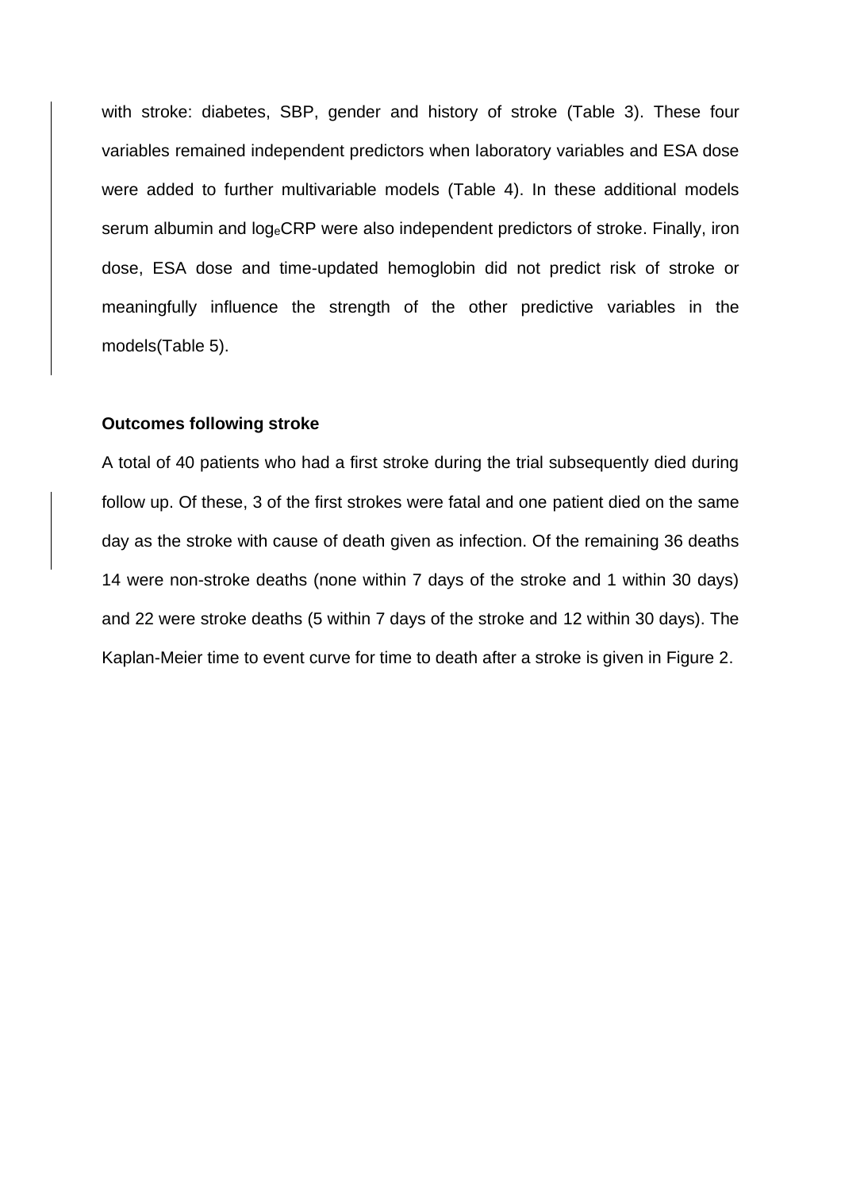with stroke: diabetes, SBP, gender and history of stroke (Table 3). These four variables remained independent predictors when laboratory variables and ESA dose were added to further multivariable models (Table 4). In these additional models serum albumin and $\log_e$CRP were also independent predictors of stroke. Finally, iron dose, ESA dose and time-updated hemoglobin did not predict risk of stroke or meaningfully influence the strength of the other predictive variables in the models(Table 5).

**Outcomes following stroke**

A total of 40 patients who had a first stroke during the trial subsequently died during follow up. Of these, 3 of the first strokes were fatal and one patient died on the same day as the stroke with cause of death given as infection. Of the remaining 36 deaths 14 were non-stroke deaths (none within 7 days of the stroke and 1 within 30 days) and 22 were stroke deaths (5 within 7 days of the stroke and 12 within 30 days). The Kaplan-Meier time to event curve for time to death after a stroke is given in Figure 2.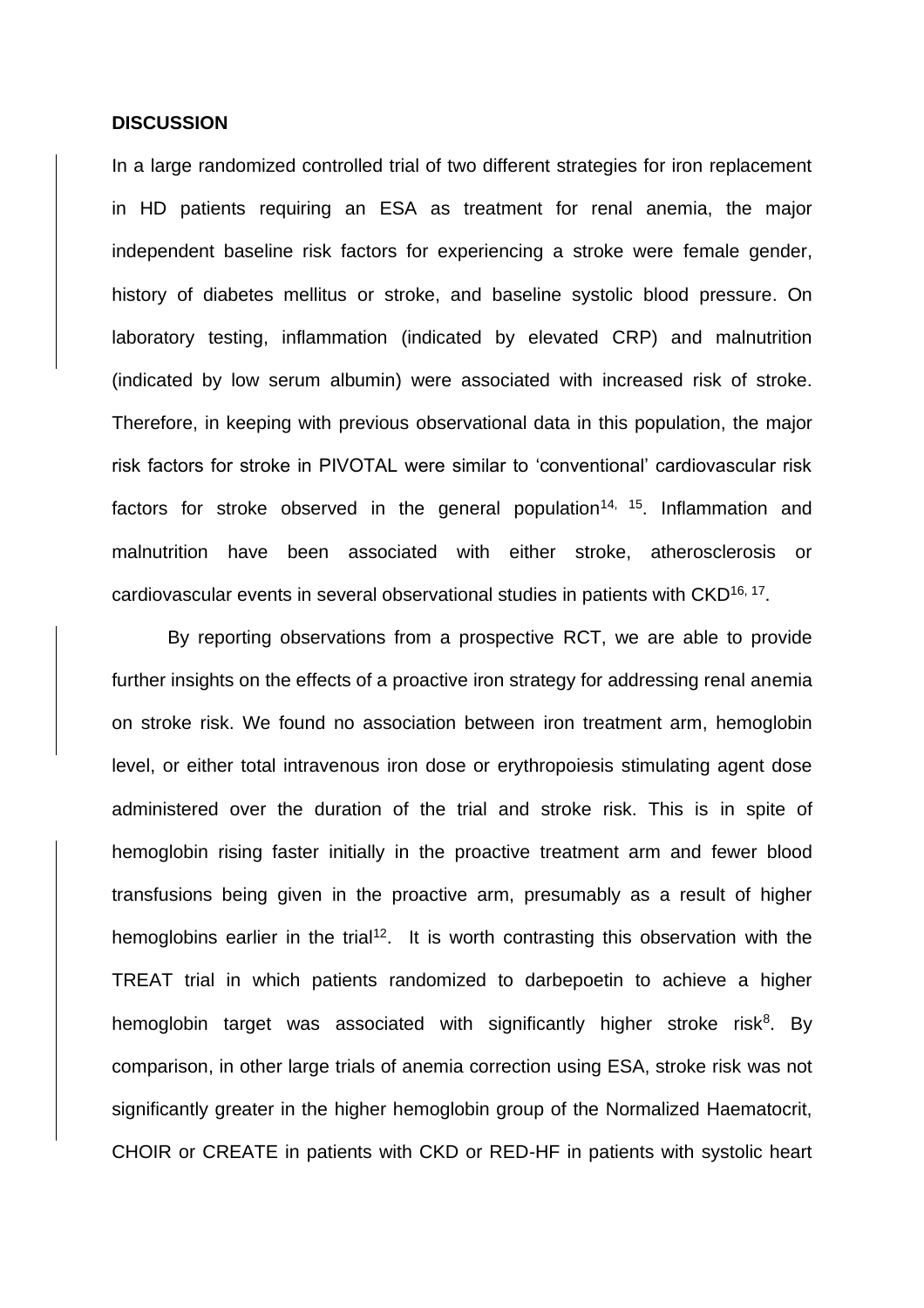## DISCUSSION

In a large randomized controlled trial of two different strategies for iron replacement in HD patients requiring an ESA as treatment for renal anemia, the major independent baseline risk factors for experiencing a stroke were female gender, history of diabetes mellitus or stroke, and baseline systolic blood pressure. On laboratory testing, inflammation (indicated by elevated CRP) and malnutrition (indicated by low serum albumin) were associated with increased risk of stroke. Therefore, in keeping with previous observational data in this population, the major risk factors for stroke in PIVOTAL were similar to 'conventional' cardiovascular risk factors for stroke observed in the general population[14, 15]. Inflammation and malnutrition have been associated with either stroke, atherosclerosis or cardiovascular events in several observational studies in patients with CKD[16, 17].

By reporting observations from a prospective RCT, we are able to provide further insights on the effects of a proactive iron strategy for addressing renal anemia on stroke risk. We found no association between iron treatment arm, hemoglobin level, or either total intravenous iron dose or erythropoiesis stimulating agent dose administered over the duration of the trial and stroke risk. This is in spite of hemoglobin rising faster initially in the proactive treatment arm and fewer blood transfusions being given in the proactive arm, presumably as a result of higher hemoglobins earlier in the trial[12]. It is worth contrasting this observation with the TREAT trial in which patients randomized to darbepoetin to achieve a higher hemoglobin target was associated with significantly higher stroke risk[8]. By comparison, in other large trials of anemia correction using ESA, stroke risk was not significantly greater in the higher hemoglobin group of the Normalized Haematocrit, CHOIR or CREATE in patients with CKD or RED-HF in patients with systolic heart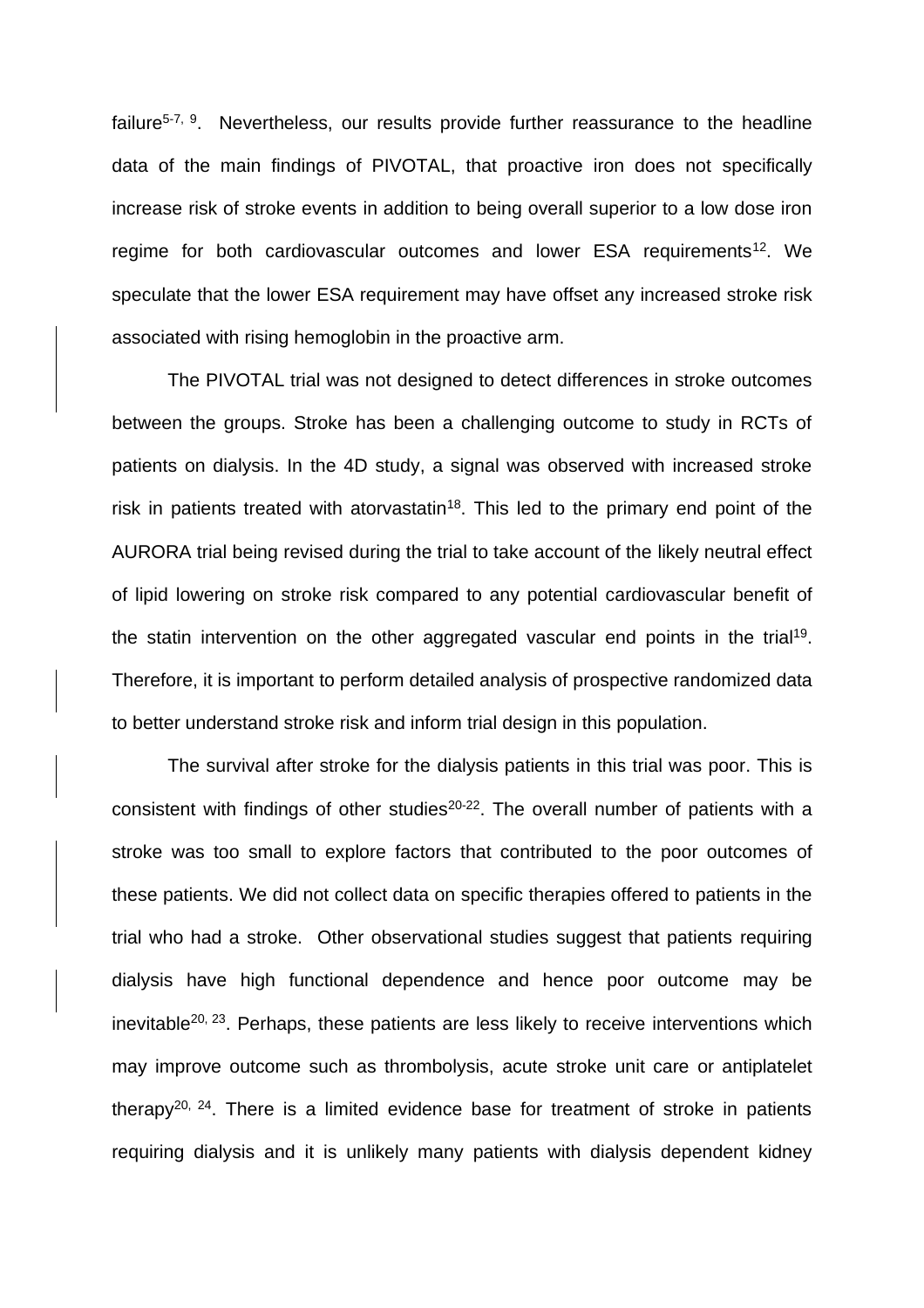failure[5-7, 9]. Nevertheless, our results provide further reassurance to the headline data of the main findings of PIVOTAL, that proactive iron does not specifically increase risk of stroke events in addition to being overall superior to a low dose iron regime for both cardiovascular outcomes and lower ESA requirements[12]. We speculate that the lower ESA requirement may have offset any increased stroke risk associated with rising hemoglobin in the proactive arm.

The PIVOTAL trial was not designed to detect differences in stroke outcomes between the groups. Stroke has been a challenging outcome to study in RCTs of patients on dialysis. In the 4D study, a signal was observed with increased stroke risk in patients treated with atorvastatin[18]. This led to the primary end point of the AURORA trial being revised during the trial to take account of the likely neutral effect of lipid lowering on stroke risk compared to any potential cardiovascular benefit of the statin intervention on the other aggregated vascular end points in the trial[19]. Therefore, it is important to perform detailed analysis of prospective randomized data to better understand stroke risk and inform trial design in this population.

The survival after stroke for the dialysis patients in this trial was poor. This is consistent with findings of other studies[20-22]. The overall number of patients with a stroke was too small to explore factors that contributed to the poor outcomes of these patients. We did not collect data on specific therapies offered to patients in the trial who had a stroke. Other observational studies suggest that patients requiring dialysis have high functional dependence and hence poor outcome may be inevitable[20, 23]. Perhaps, these patients are less likely to receive interventions which may improve outcome such as thrombolysis, acute stroke unit care or antiplatelet therapy[20, 24]. There is a limited evidence base for treatment of stroke in patients requiring dialysis and it is unlikely many patients with dialysis dependent kidney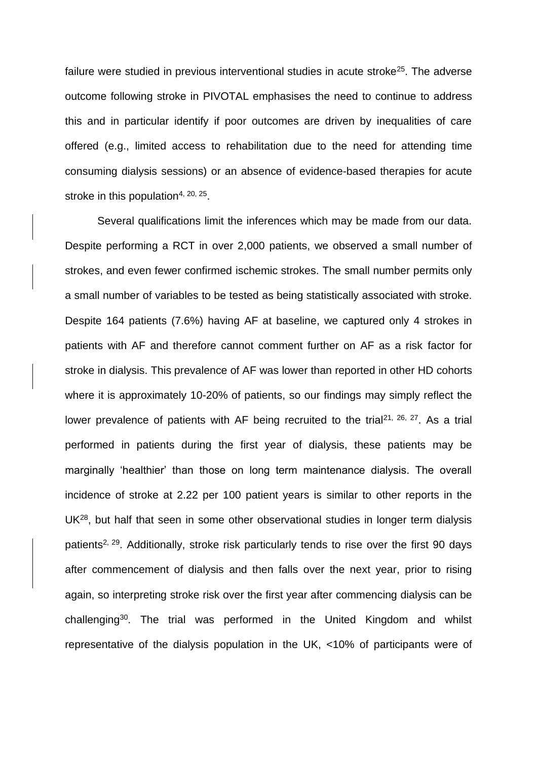failure were studied in previous interventional studies in acute stroke[25]. The adverse outcome following stroke in PIVOTAL emphasises the need to continue to address this and in particular identify if poor outcomes are driven by inequalities of care offered (e.g., limited access to rehabilitation due to the need for attending time consuming dialysis sessions) or an absence of evidence-based therapies for acute stroke in this population[4, 20, 25].

Several qualifications limit the inferences which may be made from our data. Despite performing a RCT in over 2,000 patients, we observed a small number of strokes, and even fewer confirmed ischemic strokes. The small number permits only a small number of variables to be tested as being statistically associated with stroke. Despite 164 patients (7.6%) having AF at baseline, we captured only 4 strokes in patients with AF and therefore cannot comment further on AF as a risk factor for stroke in dialysis. This prevalence of AF was lower than reported in other HD cohorts where it is approximately 10-20% of patients, so our findings may simply reflect the lower prevalence of patients with AF being recruited to the trial[21, 26, 27]. As a trial performed in patients during the first year of dialysis, these patients may be marginally 'healthier' than those on long term maintenance dialysis. The overall incidence of stroke at 2.22 per 100 patient years is similar to other reports in the UK[28], but half that seen in some other observational studies in longer term dialysis patients[2, 29]. Additionally, stroke risk particularly tends to rise over the first 90 days after commencement of dialysis and then falls over the next year, prior to rising again, so interpreting stroke risk over the first year after commencing dialysis can be challenging[30]. The trial was performed in the United Kingdom and whilst representative of the dialysis population in the UK, <10% of participants were of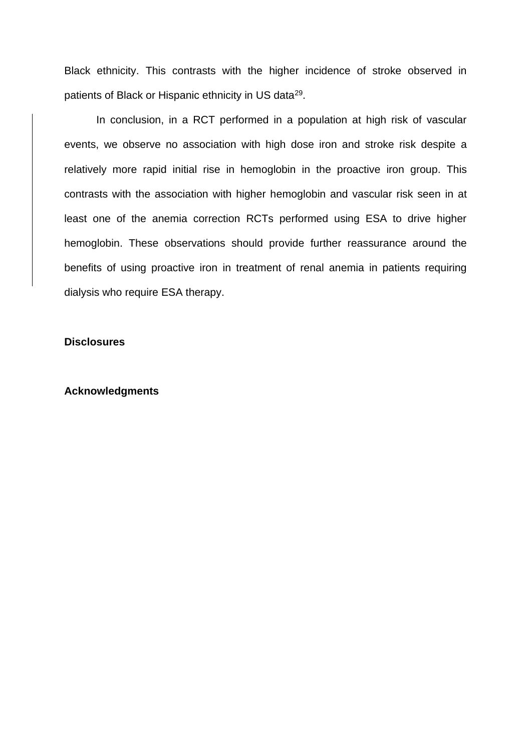Black ethnicity. This contrasts with the higher incidence of stroke observed in patients of Black or Hispanic ethnicity in US data[29].

In conclusion, in a RCT performed in a population at high risk of vascular events, we observe no association with high dose iron and stroke risk despite a relatively more rapid initial rise in hemoglobin in the proactive iron group. This contrasts with the association with higher hemoglobin and vascular risk seen in at least one of the anemia correction RCTs performed using ESA to drive higher hemoglobin. These observations should provide further reassurance around the benefits of using proactive iron in treatment of renal anemia in patients requiring dialysis who require ESA therapy.

**Disclosures**

**Acknowledgments**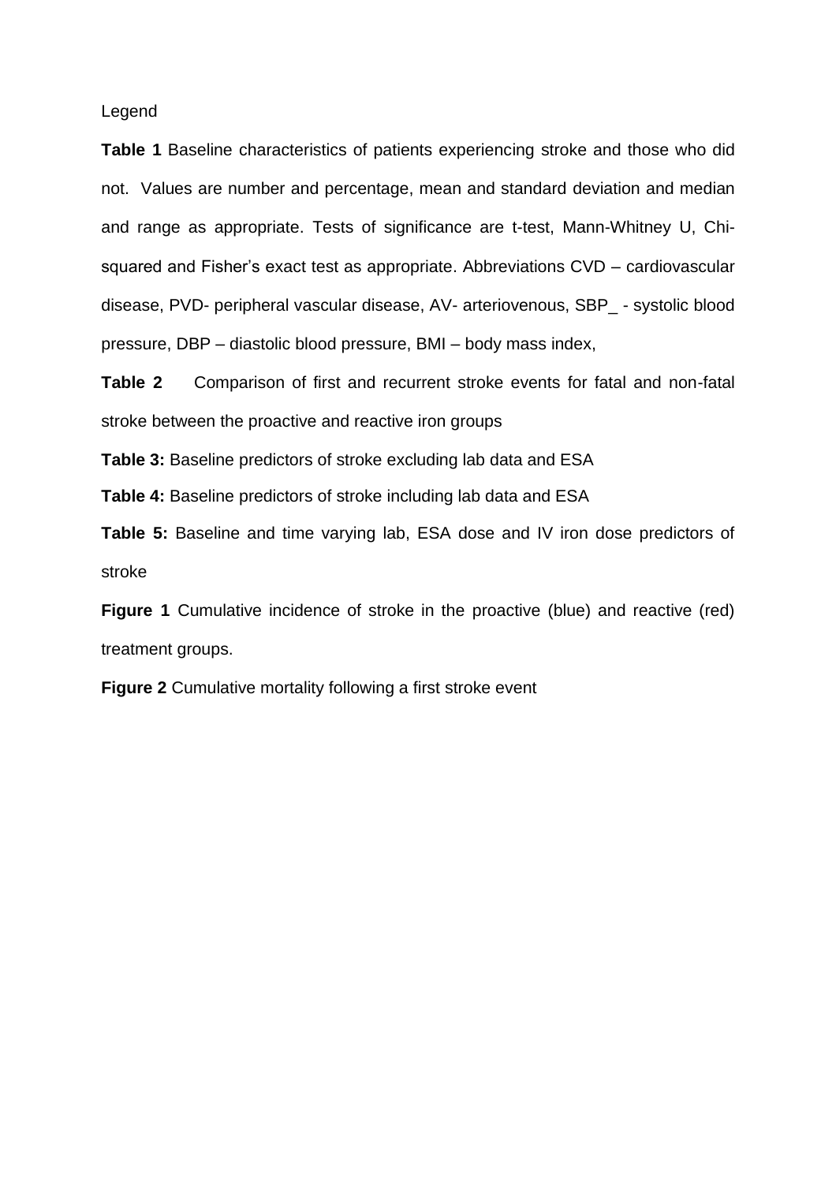Legend

**Table 1** Baseline characteristics of patients experiencing stroke and those who did not. Values are number and percentage, mean and standard deviation and median and range as appropriate. Tests of significance are t-test, Mann-Whitney U, Chi-squared and Fisher's exact test as appropriate. Abbreviations CVD – cardiovascular disease, PVD- peripheral vascular disease, AV- arteriovenous, SBP_ - systolic blood pressure, DBP – diastolic blood pressure, BMI – body mass index,

**Table 2** Comparison of first and recurrent stroke events for fatal and non-fatal stroke between the proactive and reactive iron groups

**Table 3:** Baseline predictors of stroke excluding lab data and ESA

**Table 4:** Baseline predictors of stroke including lab data and ESA

**Table 5:** Baseline and time varying lab, ESA dose and IV iron dose predictors of stroke

**Figure 1** Cumulative incidence of stroke in the proactive (blue) and reactive (red) treatment groups.

**Figure 2** Cumulative mortality following a first stroke event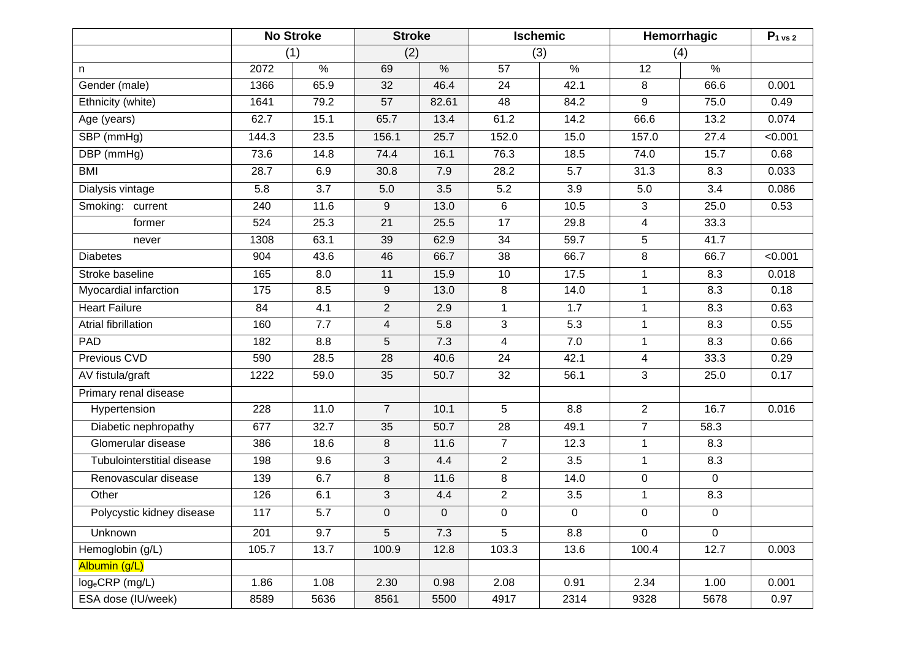| | No Stroke | | Stroke | | Ischemic | | Hemorrhagic | | $P_{1 \text{ vs } 2}$ |
|---|---|---|---|---|---|---|---|---|---|
| | (1) | | (2) | | (3) | | (4) | | |
| n | 2072 | % | 69 | % | 57 | % | 12 | % | |
| Gender (male) | 1366 | 65.9 | 32 | 46.4 | 24 | 42.1 | 8 | 66.6 | 0.001 |
| Ethnicity (white) | 1641 | 79.2 | 57 | 82.61 | 48 | 84.2 | 9 | 75.0 | 0.49 |
| Age (years) | 62.7 | 15.1 | 65.7 | 13.4 | 61.2 | 14.2 | 66.6 | 13.2 | 0.074 |
| SBP (mmHg) | 144.3 | 23.5 | 156.1 | 25.7 | 152.0 | 15.0 | 157.0 | 27.4 | <0.001 |
| DBP (mmHg) | 73.6 | 14.8 | 74.4 | 16.1 | 76.3 | 18.5 | 74.0 | 15.7 | 0.68 |
| BMI | 28.7 | 6.9 | 30.8 | 7.9 | 28.2 | 5.7 | 31.3 | 8.3 | 0.033 |
| Dialysis vintage | 5.8 | 3.7 | 5.0 | 3.5 | 5.2 | 3.9 | 5.0 | 3.4 | 0.086 |
| Smoking: current | 240 | 11.6 | 9 | 13.0 | 6 | 10.5 | 3 | 25.0 | 0.53 |
| former | 524 | 25.3 | 21 | 25.5 | 17 | 29.8 | 4 | 33.3 | |
| never | 1308 | 63.1 | 39 | 62.9 | 34 | 59.7 | 5 | 41.7 | |
| Diabetes | 904 | 43.6 | 46 | 66.7 | 38 | 66.7 | 8 | 66.7 | <0.001 |
| Stroke baseline | 165 | 8.0 | 11 | 15.9 | 10 | 17.5 | 1 | 8.3 | 0.018 |
| Myocardial infarction | 175 | 8.5 | 9 | 13.0 | 8 | 14.0 | 1 | 8.3 | 0.18 |
| Heart Failure | 84 | 4.1 | 2 | 2.9 | 1 | 1.7 | 1 | 8.3 | 0.63 |
| Atrial fibrillation | 160 | 7.7 | 4 | 5.8 | 3 | 5.3 | 1 | 8.3 | 0.55 |
| PAD | 182 | 8.8 | 5 | 7.3 | 4 | 7.0 | 1 | 8.3 | 0.66 |
| Previous CVD | 590 | 28.5 | 28 | 40.6 | 24 | 42.1 | 4 | 33.3 | 0.29 |
| AV fistula/graft | 1222 | 59.0 | 35 | 50.7 | 32 | 56.1 | 3 | 25.0 | 0.17 |
| Primary renal disease | | | | | | | | | |
| Hypertension | 228 | 11.0 | 7 | 10.1 | 5 | 8.8 | 2 | 16.7 | 0.016 |
| Diabetic nephropathy | 677 | 32.7 | 35 | 50.7 | 28 | 49.1 | 7 | 58.3 | |
| Glomerular disease | 386 | 18.6 | 8 | 11.6 | 7 | 12.3 | 1 | 8.3 | |
| Tubulointerstitial disease | 198 | 9.6 | 3 | 4.4 | 2 | 3.5 | 1 | 8.3 | |
| Renovascular disease | 139 | 6.7 | 8 | 11.6 | 8 | 14.0 | 0 | 0 | |
| Other | 126 | 6.1 | 3 | 4.4 | 2 | 3.5 | 1 | 8.3 | |
| Polycystic kidney disease | 117 | 5.7 | 0 | 0 | 0 | 0 | 0 | 0 | |
| Unknown | 201 | 9.7 | 5 | 7.3 | 5 | 8.8 | 0 | 0 | |
| Hemoglobin (g/L) | 105.7 | 13.7 | 100.9 | 12.8 | 103.3 | 13.6 | 100.4 | 12.7 | 0.003 |
| Albumin (g/L) | | | | | | | | | |
| $\log_e$CRP (mg/L) | 1.86 | 1.08 | 2.30 | 0.98 | 2.08 | 0.91 | 2.34 | 1.00 | 0.001 |
| ESA dose (IU/week) | 8589 | 5636 | 8561 | 5500 | 4917 | 2314 | 9328 | 5678 | 0.97 |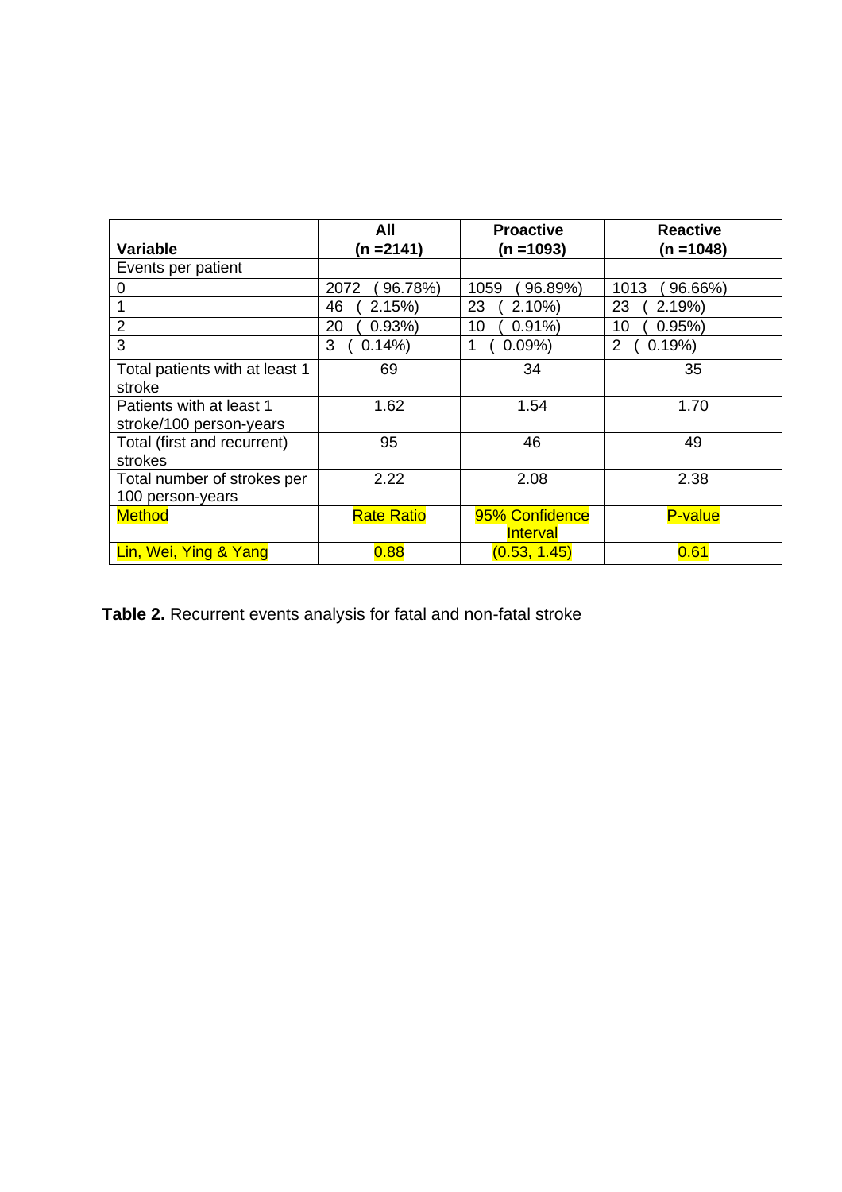| Variable | All (n =2141) | Proactive (n =1093) | Reactive (n =1048) |
|---|---|---|---|
| Events per patient | | | |
| 0 | 2072 (96.78%) | 1059 (96.89%) | 1013 (96.66%) |
| 1 | 46 (2.15%) | 23 (2.10%) | 23 (2.19%) |
| 2 | 20 (0.93%) | 10 (0.91%) | 10 (0.95%) |
| 3 | 3 (0.14%) | 1 (0.09%) | 2 (0.19%) |
| Total patients with at least 1 stroke | 69 | 34 | 35 |
| Patients with at least 1 stroke/100 person-years | 1.62 | 1.54 | 1.70 |
| Total (first and recurrent) strokes | 95 | 46 | 49 |
| Total number of strokes per 100 person-years | 2.22 | 2.08 | 2.38 |
| Method | Rate Ratio | 95% Confidence Interval | P-value |
| Lin, Wei, Ying & Yang | 0.88 | (0.53, 1.45) | 0.61 |

**Table 2.** Recurrent events analysis for fatal and non-fatal stroke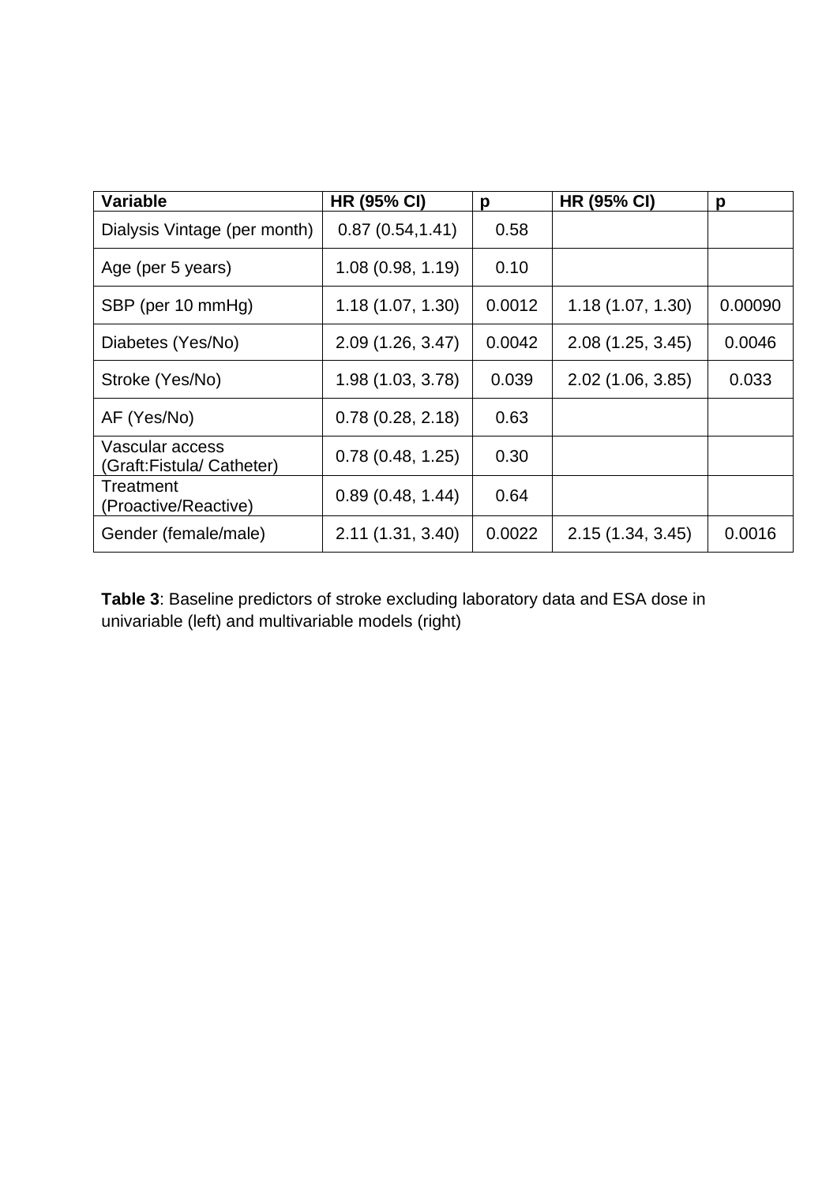| Variable | HR (95% CI) | p | HR (95% CI) | p |
| --- | --- | --- | --- | --- |
| Dialysis Vintage (per month) | 0.87 (0.54,1.41) | 0.58 | | |
| Age (per 5 years) | 1.08 (0.98, 1.19) | 0.10 | | |
| SBP (per 10 mmHg) | 1.18 (1.07, 1.30) | 0.0012 | 1.18 (1.07, 1.30) | 0.00090 |
| Diabetes (Yes/No) | 2.09 (1.26, 3.47) | 0.0042 | 2.08 (1.25, 3.45) | 0.0046 |
| Stroke (Yes/No) | 1.98 (1.03, 3.78) | 0.039 | 2.02 (1.06, 3.85) | 0.033 |
| AF (Yes/No) | 0.78 (0.28, 2.18) | 0.63 | | |
| Vascular access (Graft:Fistula/ Catheter) | 0.78 (0.48, 1.25) | 0.30 | | |
| Treatment (Proactive/Reactive) | 0.89 (0.48, 1.44) | 0.64 | | |
| Gender (female/male) | 2.11 (1.31, 3.40) | 0.0022 | 2.15 (1.34, 3.45) | 0.0016 |

**Table 3**: Baseline predictors of stroke excluding laboratory data and ESA dose in univariable (left) and multivariable models (right)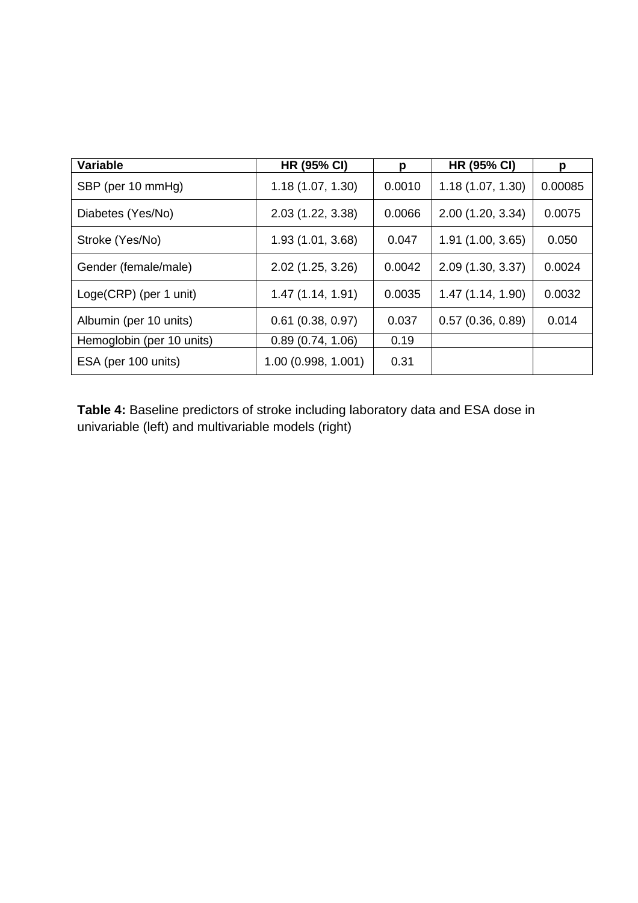| Variable | HR (95% CI) | p | HR (95% CI) | p |
| --- | --- | --- | --- | --- |
| SBP (per 10 mmHg) | 1.18 (1.07, 1.30) | 0.0010 | 1.18 (1.07, 1.30) | 0.00085 |
| Diabetes (Yes/No) | 2.03 (1.22, 3.38) | 0.0066 | 2.00 (1.20, 3.34) | 0.0075 |
| Stroke (Yes/No) | 1.93 (1.01, 3.68) | 0.047 | 1.91 (1.00, 3.65) | 0.050 |
| Gender (female/male) | 2.02 (1.25, 3.26) | 0.0042 | 2.09 (1.30, 3.37) | 0.0024 |
| Loge(CRP) (per 1 unit) | 1.47 (1.14, 1.91) | 0.0035 | 1.47 (1.14, 1.90) | 0.0032 |
| Albumin (per 10 units) | 0.61 (0.38, 0.97) | 0.037 | 0.57 (0.36, 0.89) | 0.014 |
| Hemoglobin (per 10 units) | 0.89 (0.74, 1.06) | 0.19 | | |
| ESA (per 100 units) | 1.00 (0.998, 1.001) | 0.31 | | |

**Table 4:** Baseline predictors of stroke including laboratory data and ESA dose in univariable (left) and multivariable models (right)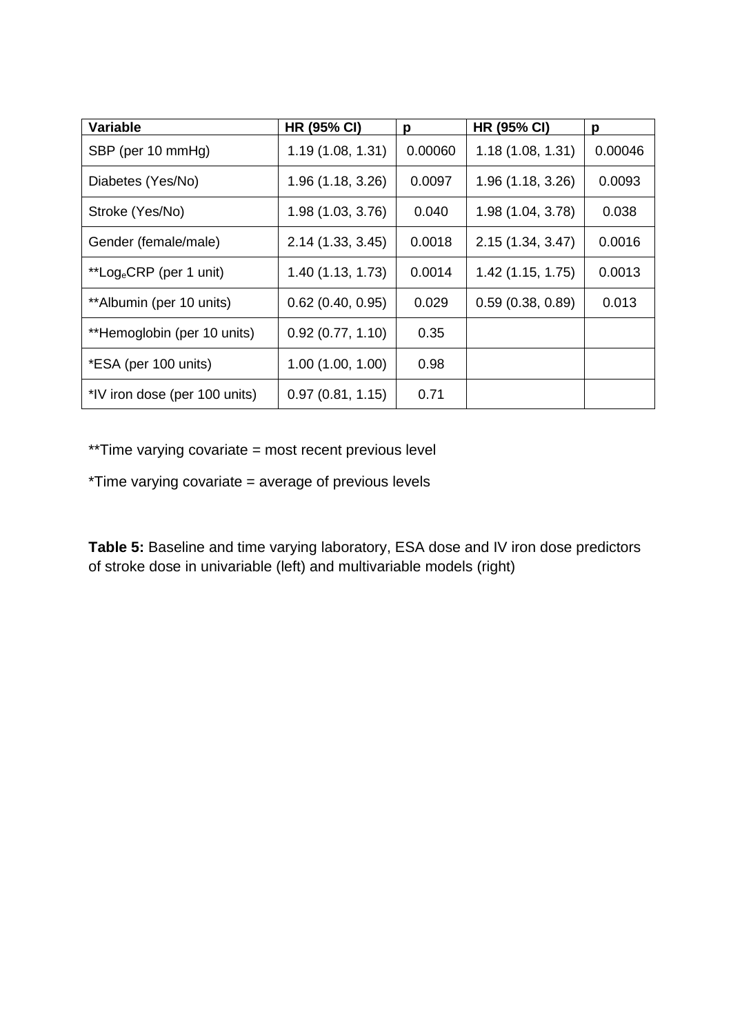| Variable | HR (95% CI) | p | HR (95% CI) | p |
|---|---|---|---|---|
| SBP (per 10 mmHg) | 1.19 (1.08, 1.31) | 0.00060 | 1.18 (1.08, 1.31) | 0.00046 |
| Diabetes (Yes/No) | 1.96 (1.18, 3.26) | 0.0097 | 1.96 (1.18, 3.26) | 0.0093 |
| Stroke (Yes/No) | 1.98 (1.03, 3.76) | 0.040 | 1.98 (1.04, 3.78) | 0.038 |
| Gender (female/male) | 2.14 (1.33, 3.45) | 0.0018 | 2.15 (1.34, 3.47) | 0.0016 |
| **Log$_e$CRP (per 1 unit) | 1.40 (1.13, 1.73) | 0.0014 | 1.42 (1.15, 1.75) | 0.0013 |
| **Albumin (per 10 units) | 0.62 (0.40, 0.95) | 0.029 | 0.59 (0.38, 0.89) | 0.013 |
| **Hemoglobin (per 10 units) | 0.92 (0.77, 1.10) | 0.35 | | |
| *ESA (per 100 units) | 1.00 (1.00, 1.00) | 0.98 | | |
| *IV iron dose (per 100 units) | 0.97 (0.81, 1.15) | 0.71 | | |

**Time varying covariate = most recent previous level

*Time varying covariate = average of previous levels

**Table 5:** Baseline and time varying laboratory, ESA dose and IV iron dose predictors of stroke dose in univariable (left) and multivariable models (right)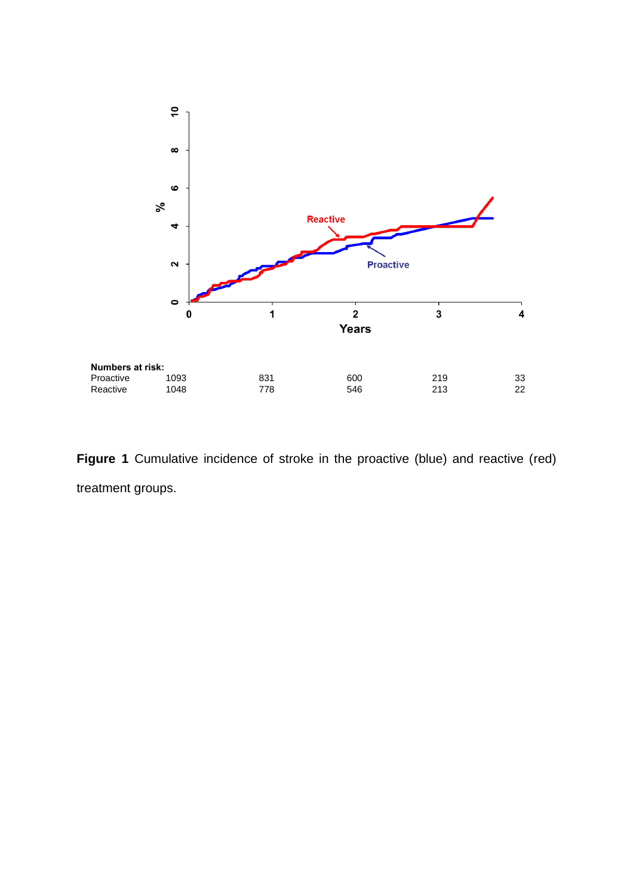Numbers at risk:

| | 0 | 1 | 2 | 3 | 4 |
|---|---|---|---|---|---|
| Proactive | 1093 | 831 | 600 | 219 | 33 |
| Reactive | 1048 | 778 | 546 | 213 | 22 |

**Figure 1** Cumulative incidence of stroke in the proactive (blue) and reactive (red) treatment groups.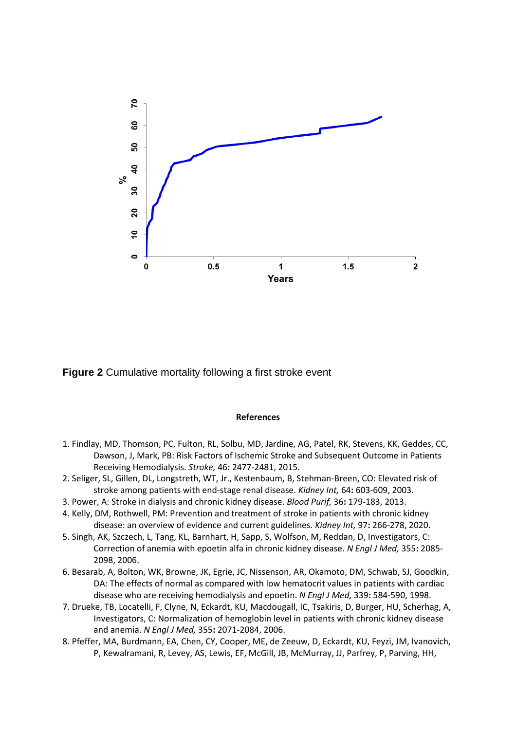**Figure 2** Cumulative mortality following a first stroke event

**References**

1. Findlay, MD, Thomson, PC, Fulton, RL, Solbu, MD, Jardine, AG, Patel, RK, Stevens, KK, Geddes, CC, Dawson, J, Mark, PB: Risk Factors of Ischemic Stroke and Subsequent Outcome in Patients Receiving Hemodialysis. *Stroke,* 46**:** 2477-2481, 2015.
2. Seliger, SL, Gillen, DL, Longstreth, WT, Jr., Kestenbaum, B, Stehman-Breen, CO: Elevated risk of stroke among patients with end-stage renal disease. *Kidney Int,* 64**:** 603-609, 2003.
3. Power, A: Stroke in dialysis and chronic kidney disease. *Blood Purif,* 36**:** 179-183, 2013.
4. Kelly, DM, Rothwell, PM: Prevention and treatment of stroke in patients with chronic kidney disease: an overview of evidence and current guidelines. *Kidney Int,* 97**:** 266-278, 2020.
5. Singh, AK, Szczech, L, Tang, KL, Barnhart, H, Sapp, S, Wolfson, M, Reddan, D, Investigators, C: Correction of anemia with epoetin alfa in chronic kidney disease. *N Engl J Med,* 355**:** 2085-2098, 2006.
6. Besarab, A, Bolton, WK, Browne, JK, Egrie, JC, Nissenson, AR, Okamoto, DM, Schwab, SJ, Goodkin, DA: The effects of normal as compared with low hematocrit values in patients with cardiac disease who are receiving hemodialysis and epoetin. *N Engl J Med,* 339**:** 584-590, 1998.
7. Drueke, TB, Locatelli, F, Clyne, N, Eckardt, KU, Macdougall, IC, Tsakiris, D, Burger, HU, Scherhag, A, Investigators, C: Normalization of hemoglobin level in patients with chronic kidney disease and anemia. *N Engl J Med,* 355**:** 2071-2084, 2006.
8. Pfeffer, MA, Burdmann, EA, Chen, CY, Cooper, ME, de Zeeuw, D, Eckardt, KU, Feyzi, JM, Ivanovich, P, Kewalramani, R, Levey, AS, Lewis, EF, McGill, JB, McMurray, JJ, Parfrey, P, Parving, HH,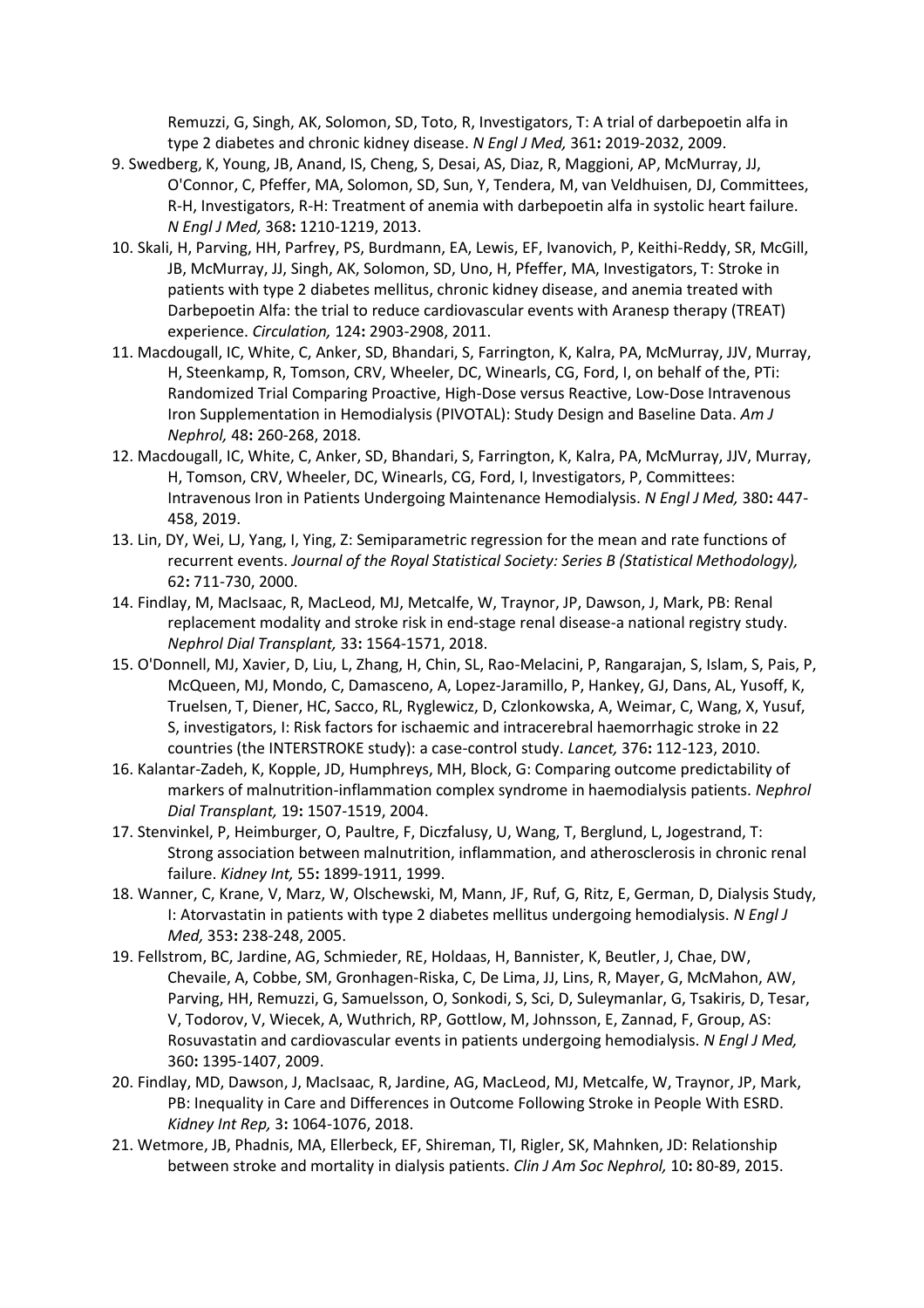Remuzzi, G, Singh, AK, Solomon, SD, Toto, R, Investigators, T: A trial of darbepoetin alfa in type 2 diabetes and chronic kidney disease. *N Engl J Med,* 361**:** 2019-2032, 2009.

9. Swedberg, K, Young, JB, Anand, IS, Cheng, S, Desai, AS, Diaz, R, Maggioni, AP, McMurray, JJ, O'Connor, C, Pfeffer, MA, Solomon, SD, Sun, Y, Tendera, M, van Veldhuisen, DJ, Committees, R-H, Investigators, R-H: Treatment of anemia with darbepoetin alfa in systolic heart failure. *N Engl J Med,* 368**:** 1210-1219, 2013.
10. Skali, H, Parving, HH, Parfrey, PS, Burdmann, EA, Lewis, EF, Ivanovich, P, Keithi-Reddy, SR, McGill, JB, McMurray, JJ, Singh, AK, Solomon, SD, Uno, H, Pfeffer, MA, Investigators, T: Stroke in patients with type 2 diabetes mellitus, chronic kidney disease, and anemia treated with Darbepoetin Alfa: the trial to reduce cardiovascular events with Aranesp therapy (TREAT) experience. *Circulation,* 124**:** 2903-2908, 2011.
11. Macdougall, IC, White, C, Anker, SD, Bhandari, S, Farrington, K, Kalra, PA, McMurray, JJV, Murray, H, Steenkamp, R, Tomson, CRV, Wheeler, DC, Winearls, CG, Ford, I, on behalf of the, PTi: Randomized Trial Comparing Proactive, High-Dose versus Reactive, Low-Dose Intravenous Iron Supplementation in Hemodialysis (PIVOTAL): Study Design and Baseline Data. *Am J Nephrol,* 48**:** 260-268, 2018.
12. Macdougall, IC, White, C, Anker, SD, Bhandari, S, Farrington, K, Kalra, PA, McMurray, JJV, Murray, H, Tomson, CRV, Wheeler, DC, Winearls, CG, Ford, I, Investigators, P, Committees: Intravenous Iron in Patients Undergoing Maintenance Hemodialysis. *N Engl J Med,* 380**:** 447-458, 2019.
13. Lin, DY, Wei, LJ, Yang, I, Ying, Z: Semiparametric regression for the mean and rate functions of recurrent events. *Journal of the Royal Statistical Society: Series B (Statistical Methodology),* 62**:** 711-730, 2000.
14. Findlay, M, MacIsaac, R, MacLeod, MJ, Metcalfe, W, Traynor, JP, Dawson, J, Mark, PB: Renal replacement modality and stroke risk in end-stage renal disease-a national registry study. *Nephrol Dial Transplant,* 33**:** 1564-1571, 2018.
15. O'Donnell, MJ, Xavier, D, Liu, L, Zhang, H, Chin, SL, Rao-Melacini, P, Rangarajan, S, Islam, S, Pais, P, McQueen, MJ, Mondo, C, Damasceno, A, Lopez-Jaramillo, P, Hankey, GJ, Dans, AL, Yusoff, K, Truelsen, T, Diener, HC, Sacco, RL, Ryglewicz, D, Czlonkowska, A, Weimar, C, Wang, X, Yusuf, S, investigators, I: Risk factors for ischaemic and intracerebral haemorrhagic stroke in 22 countries (the INTERSTROKE study): a case-control study. *Lancet,* 376**:** 112-123, 2010.
16. Kalantar-Zadeh, K, Kopple, JD, Humphreys, MH, Block, G: Comparing outcome predictability of markers of malnutrition-inflammation complex syndrome in haemodialysis patients. *Nephrol Dial Transplant,* 19**:** 1507-1519, 2004.
17. Stenvinkel, P, Heimburger, O, Paultre, F, Diczfalusy, U, Wang, T, Berglund, L, Jogestrand, T: Strong association between malnutrition, inflammation, and atherosclerosis in chronic renal failure. *Kidney Int,* 55**:** 1899-1911, 1999.
18. Wanner, C, Krane, V, Marz, W, Olschewski, M, Mann, JF, Ruf, G, Ritz, E, German, D, Dialysis Study, I: Atorvastatin in patients with type 2 diabetes mellitus undergoing hemodialysis. *N Engl J Med,* 353**:** 238-248, 2005.
19. Fellstrom, BC, Jardine, AG, Schmieder, RE, Holdaas, H, Bannister, K, Beutler, J, Chae, DW, Chevaile, A, Cobbe, SM, Gronhagen-Riska, C, De Lima, JJ, Lins, R, Mayer, G, McMahon, AW, Parving, HH, Remuzzi, G, Samuelsson, O, Sonkodi, S, Sci, D, Suleymanlar, G, Tsakiris, D, Tesar, V, Todorov, V, Wiecek, A, Wuthrich, RP, Gottlow, M, Johnsson, E, Zannad, F, Group, AS: Rosuvastatin and cardiovascular events in patients undergoing hemodialysis. *N Engl J Med,* 360**:** 1395-1407, 2009.
20. Findlay, MD, Dawson, J, MacIsaac, R, Jardine, AG, MacLeod, MJ, Metcalfe, W, Traynor, JP, Mark, PB: Inequality in Care and Differences in Outcome Following Stroke in People With ESRD. *Kidney Int Rep,* 3**:** 1064-1076, 2018.
21. Wetmore, JB, Phadnis, MA, Ellerbeck, EF, Shireman, TI, Rigler, SK, Mahnken, JD: Relationship between stroke and mortality in dialysis patients. *Clin J Am Soc Nephrol,* 10**:** 80-89, 2015.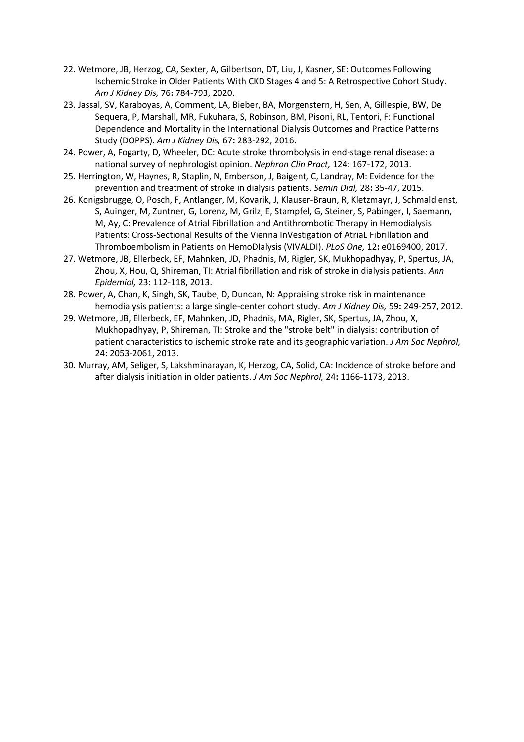22. Wetmore, JB, Herzog, CA, Sexter, A, Gilbertson, DT, Liu, J, Kasner, SE: Outcomes Following Ischemic Stroke in Older Patients With CKD Stages 4 and 5: A Retrospective Cohort Study. *Am J Kidney Dis,* 76**:** 784-793, 2020.
23. Jassal, SV, Karaboyas, A, Comment, LA, Bieber, BA, Morgenstern, H, Sen, A, Gillespie, BW, De Sequera, P, Marshall, MR, Fukuhara, S, Robinson, BM, Pisoni, RL, Tentori, F: Functional Dependence and Mortality in the International Dialysis Outcomes and Practice Patterns Study (DOPPS). *Am J Kidney Dis,* 67**:** 283-292, 2016.
24. Power, A, Fogarty, D, Wheeler, DC: Acute stroke thrombolysis in end-stage renal disease: a national survey of nephrologist opinion. *Nephron Clin Pract,* 124**:** 167-172, 2013.
25. Herrington, W, Haynes, R, Staplin, N, Emberson, J, Baigent, C, Landray, M: Evidence for the prevention and treatment of stroke in dialysis patients. *Semin Dial,* 28**:** 35-47, 2015.
26. Konigsbrugge, O, Posch, F, Antlanger, M, Kovarik, J, Klauser-Braun, R, Kletzmayr, J, Schmaldienst, S, Auinger, M, Zuntner, G, Lorenz, M, Grilz, E, Stampfel, G, Steiner, S, Pabinger, I, Saemann, M, Ay, C: Prevalence of Atrial Fibrillation and Antithrombotic Therapy in Hemodialysis Patients: Cross-Sectional Results of the Vienna InVestigation of AtriaL Fibrillation and Thromboembolism in Patients on HemoDIalysis (VIVALDI). *PLoS One,* 12**:** e0169400, 2017.
27. Wetmore, JB, Ellerbeck, EF, Mahnken, JD, Phadnis, M, Rigler, SK, Mukhopadhyay, P, Spertus, JA, Zhou, X, Hou, Q, Shireman, TI: Atrial fibrillation and risk of stroke in dialysis patients. *Ann Epidemiol,* 23**:** 112-118, 2013.
28. Power, A, Chan, K, Singh, SK, Taube, D, Duncan, N: Appraising stroke risk in maintenance hemodialysis patients: a large single-center cohort study. *Am J Kidney Dis,* 59**:** 249-257, 2012.
29. Wetmore, JB, Ellerbeck, EF, Mahnken, JD, Phadnis, MA, Rigler, SK, Spertus, JA, Zhou, X, Mukhopadhyay, P, Shireman, TI: Stroke and the "stroke belt" in dialysis: contribution of patient characteristics to ischemic stroke rate and its geographic variation. *J Am Soc Nephrol,* 24**:** 2053-2061, 2013.
30. Murray, AM, Seliger, S, Lakshminarayan, K, Herzog, CA, Solid, CA: Incidence of stroke before and after dialysis initiation in older patients. *J Am Soc Nephrol,* 24**:** 1166-1173, 2013.